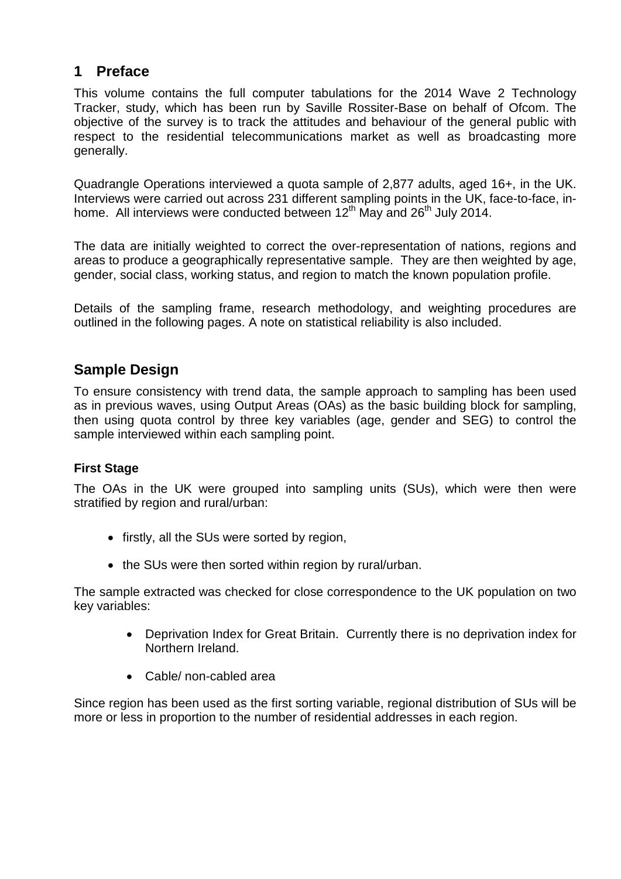# 1 Preface

This volume contains the full computer tabulations for the 2014 Wave 2 Technology Tracker, study, which has been run by Saville Rossiter-Base on behalf of Ofcom. The objective of the survey is to track the attitudes and behaviour of the general public with respect to the residential telecommunications market as well as broadcasting more generally.

Quadrangle Operations interviewed a quota sample of 2,877 adults, aged 16+, in the UK. Interviews were carried out across 231 different sampling points in the UK, face-to-face, in-home. All interviews were conducted between 12th May and 26th July 2014.

The data are initially weighted to correct the over-representation of nations, regions and areas to produce a geographically representative sample. They are then weighted by age, gender, social class, working status, and region to match the known population profile.

Details of the sampling frame, research methodology, and weighting procedures are outlined in the following pages. A note on statistical reliability is also included.

## Sample Design

To ensure consistency with trend data, the sample approach to sampling has been used as in previous waves, using Output Areas (OAs) as the basic building block for sampling, then using quota control by three key variables (age, gender and SEG) to control the sample interviewed within each sampling point.

### First Stage

The OAs in the UK were grouped into sampling units (SUs), which were then were stratified by region and rural/urban:

- firstly, all the SUs were sorted by region,
- the SUs were then sorted within region by rural/urban.

The sample extracted was checked for close correspondence to the UK population on two key variables:

- Deprivation Index for Great Britain. Currently there is no deprivation index for Northern Ireland.
- Cable/ non-cabled area

Since region has been used as the first sorting variable, regional distribution of SUs will be more or less in proportion to the number of residential addresses in each region.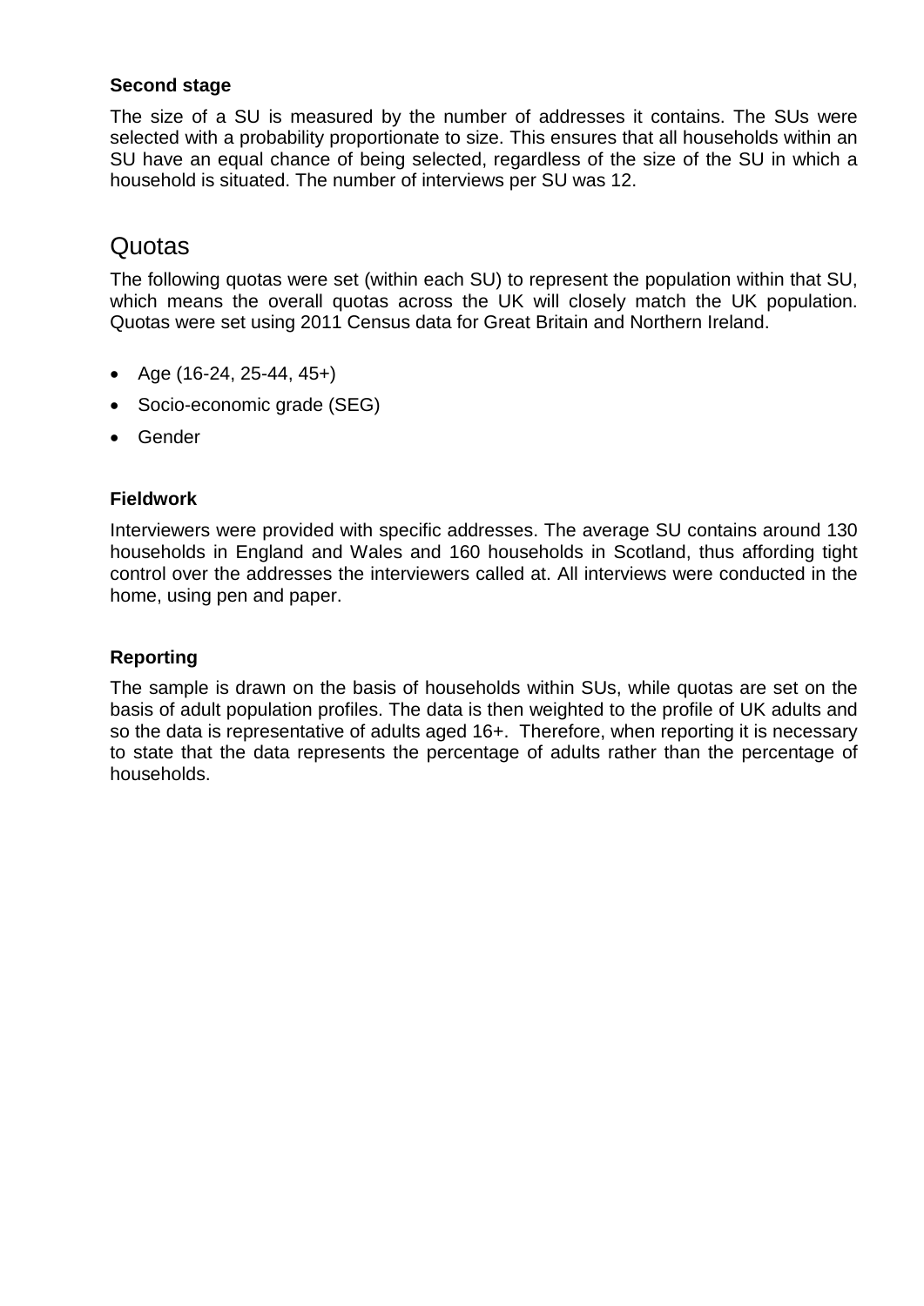### Second stage

The size of a SU is measured by the number of addresses it contains. The SUs were selected with a probability proportionate to size. This ensures that all households within an SU have an equal chance of being selected, regardless of the size of the SU in which a household is situated. The number of interviews per SU was 12.

## Quotas

The following quotas were set (within each SU) to represent the population within that SU, which means the overall quotas across the UK will closely match the UK population. Quotas were set using 2011 Census data for Great Britain and Northern Ireland.

- Age (16-24, 25-44, 45+)
- Socio-economic grade (SEG)
- Gender

### Fieldwork

Interviewers were provided with specific addresses. The average SU contains around 130 households in England and Wales and 160 households in Scotland, thus affording tight control over the addresses the interviewers called at. All interviews were conducted in the home, using pen and paper.

### Reporting

The sample is drawn on the basis of households within SUs, while quotas are set on the basis of adult population profiles. The data is then weighted to the profile of UK adults and so the data is representative of adults aged 16+. Therefore, when reporting it is necessary to state that the data represents the percentage of adults rather than the percentage of households.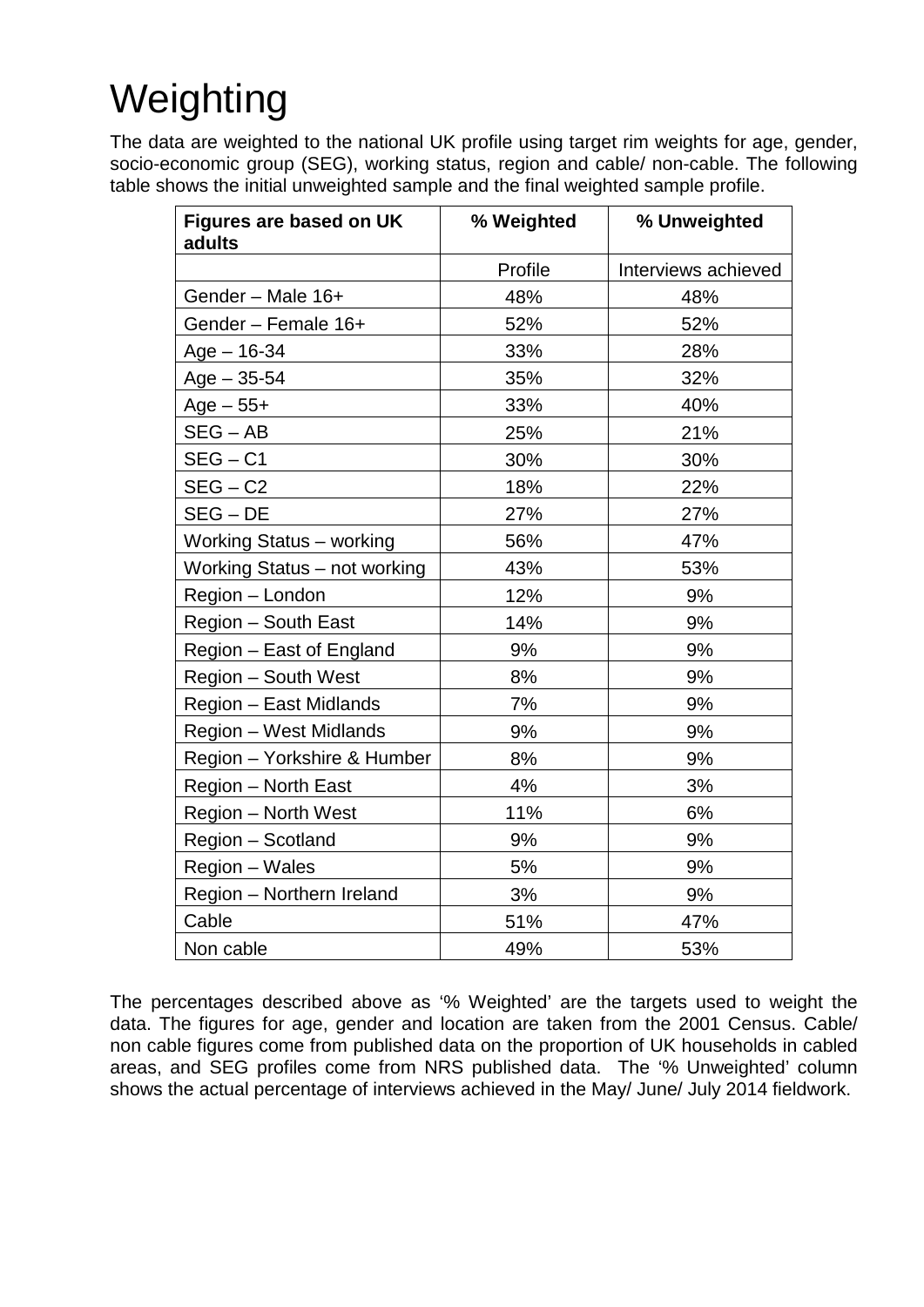# Weighting

The data are weighted to the national UK profile using target rim weights for age, gender, socio-economic group (SEG), working status, region and cable/ non-cable. The following table shows the initial unweighted sample and the final weighted sample profile.

| **Figures are based on UK adults** | **% Weighted** | **% Unweighted** |
|---|---|---|
| | Profile | Interviews achieved |
| Gender – Male 16+ | 48% | 48% |
| Gender – Female 16+ | 52% | 52% |
| Age – 16-34 | 33% | 28% |
| Age – 35-54 | 35% | 32% |
| Age – 55+ | 33% | 40% |
| SEG – AB | 25% | 21% |
| SEG – C1 | 30% | 30% |
| SEG – C2 | 18% | 22% |
| SEG – DE | 27% | 27% |
| Working Status – working | 56% | 47% |
| Working Status – not working | 43% | 53% |
| Region – London | 12% | 9% |
| Region – South East | 14% | 9% |
| Region – East of England | 9% | 9% |
| Region – South West | 8% | 9% |
| Region – East Midlands | 7% | 9% |
| Region – West Midlands | 9% | 9% |
| Region – Yorkshire & Humber | 8% | 9% |
| Region – North East | 4% | 3% |
| Region – North West | 11% | 6% |
| Region – Scotland | 9% | 9% |
| Region – Wales | 5% | 9% |
| Region – Northern Ireland | 3% | 9% |
| Cable | 51% | 47% |
| Non cable | 49% | 53% |

The percentages described above as '% Weighted' are the targets used to weight the data. The figures for age, gender and location are taken from the 2001 Census. Cable/ non cable figures come from published data on the proportion of UK households in cabled areas, and SEG profiles come from NRS published data. The '% Unweighted' column shows the actual percentage of interviews achieved in the May/ June/ July 2014 fieldwork.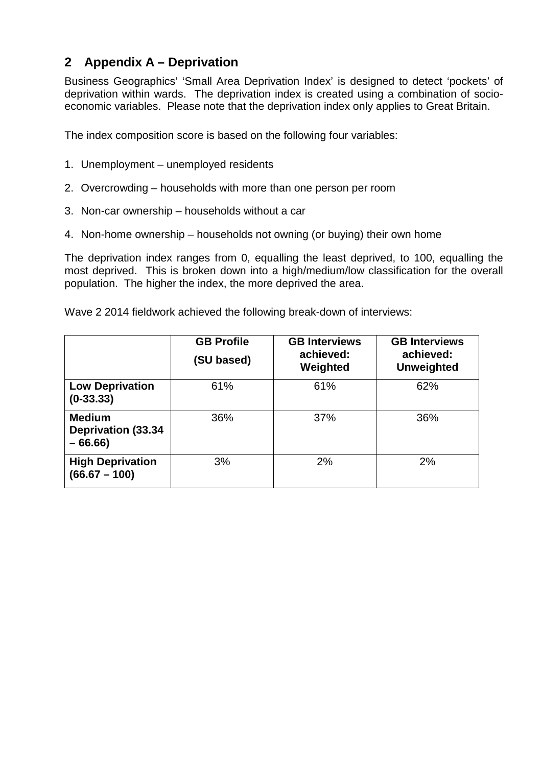## 2 Appendix A – Deprivation

Business Geographics' 'Small Area Deprivation Index' is designed to detect 'pockets' of deprivation within wards. The deprivation index is created using a combination of socio-economic variables. Please note that the deprivation index only applies to Great Britain.

The index composition score is based on the following four variables:

1. Unemployment – unemployed residents
2. Overcrowding – households with more than one person per room
3. Non-car ownership – households without a car
4. Non-home ownership – households not owning (or buying) their own home

The deprivation index ranges from 0, equalling the least deprived, to 100, equalling the most deprived. This is broken down into a high/medium/low classification for the overall population. The higher the index, the more deprived the area.

Wave 2 2014 fieldwork achieved the following break-down of interviews:

| | **GB Profile (SU based)** | **GB Interviews achieved: Weighted** | **GB Interviews achieved: Unweighted** |
|---|---|---|---|
| **Low Deprivation (0-33.33)** | 61% | 61% | 62% |
| **Medium Deprivation (33.34 – 66.66)** | 36% | 37% | 36% |
| **High Deprivation (66.67 – 100)** | 3% | 2% | 2% |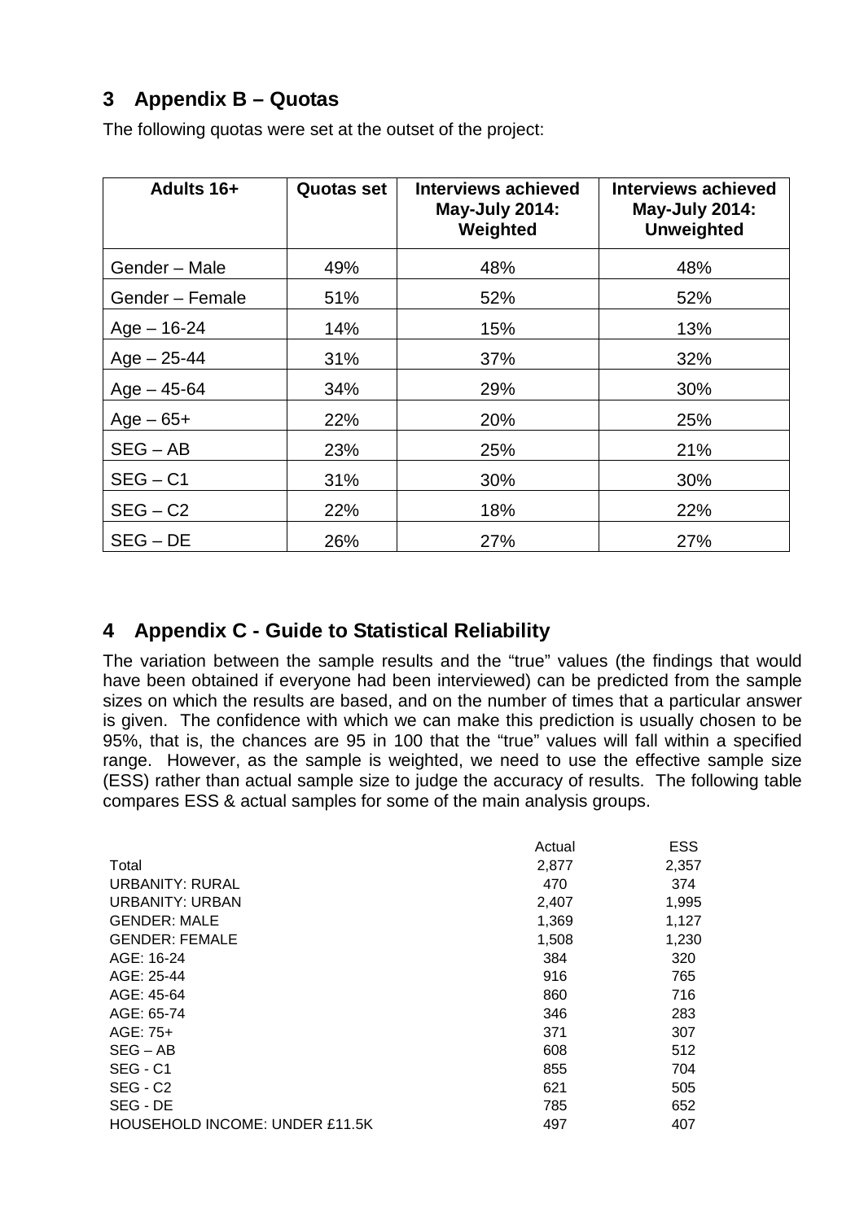## 3 Appendix B – Quotas

The following quotas were set at the outset of the project:

| Adults 16+ | Quotas set | Interviews achieved May-July 2014: Weighted | Interviews achieved May-July 2014: Unweighted |
|---|---|---|---|
| Gender – Male | 49% | 48% | 48% |
| Gender – Female | 51% | 52% | 52% |
| Age – 16-24 | 14% | 15% | 13% |
| Age – 25-44 | 31% | 37% | 32% |
| Age – 45-64 | 34% | 29% | 30% |
| Age – 65+ | 22% | 20% | 25% |
| SEG – AB | 23% | 25% | 21% |
| SEG – C1 | 31% | 30% | 30% |
| SEG – C2 | 22% | 18% | 22% |
| SEG – DE | 26% | 27% | 27% |

## 4 Appendix C - Guide to Statistical Reliability

The variation between the sample results and the "true" values (the findings that would have been obtained if everyone had been interviewed) can be predicted from the sample sizes on which the results are based, and on the number of times that a particular answer is given. The confidence with which we can make this prediction is usually chosen to be 95%, that is, the chances are 95 in 100 that the "true" values will fall within a specified range. However, as the sample is weighted, we need to use the effective sample size (ESS) rather than actual sample size to judge the accuracy of results. The following table compares ESS & actual samples for some of the main analysis groups.

| | Actual | ESS |
|---|---|---|
| Total | 2,877 | 2,357 |
| URBANITY: RURAL | 470 | 374 |
| URBANITY: URBAN | 2,407 | 1,995 |
| GENDER: MALE | 1,369 | 1,127 |
| GENDER: FEMALE | 1,508 | 1,230 |
| AGE: 16-24 | 384 | 320 |
| AGE: 25-44 | 916 | 765 |
| AGE: 45-64 | 860 | 716 |
| AGE: 65-74 | 346 | 283 |
| AGE: 75+ | 371 | 307 |
| SEG – AB | 608 | 512 |
| SEG - C1 | 855 | 704 |
| SEG - C2 | 621 | 505 |
| SEG - DE | 785 | 652 |
| HOUSEHOLD INCOME: UNDER £11.5K | 497 | 407 |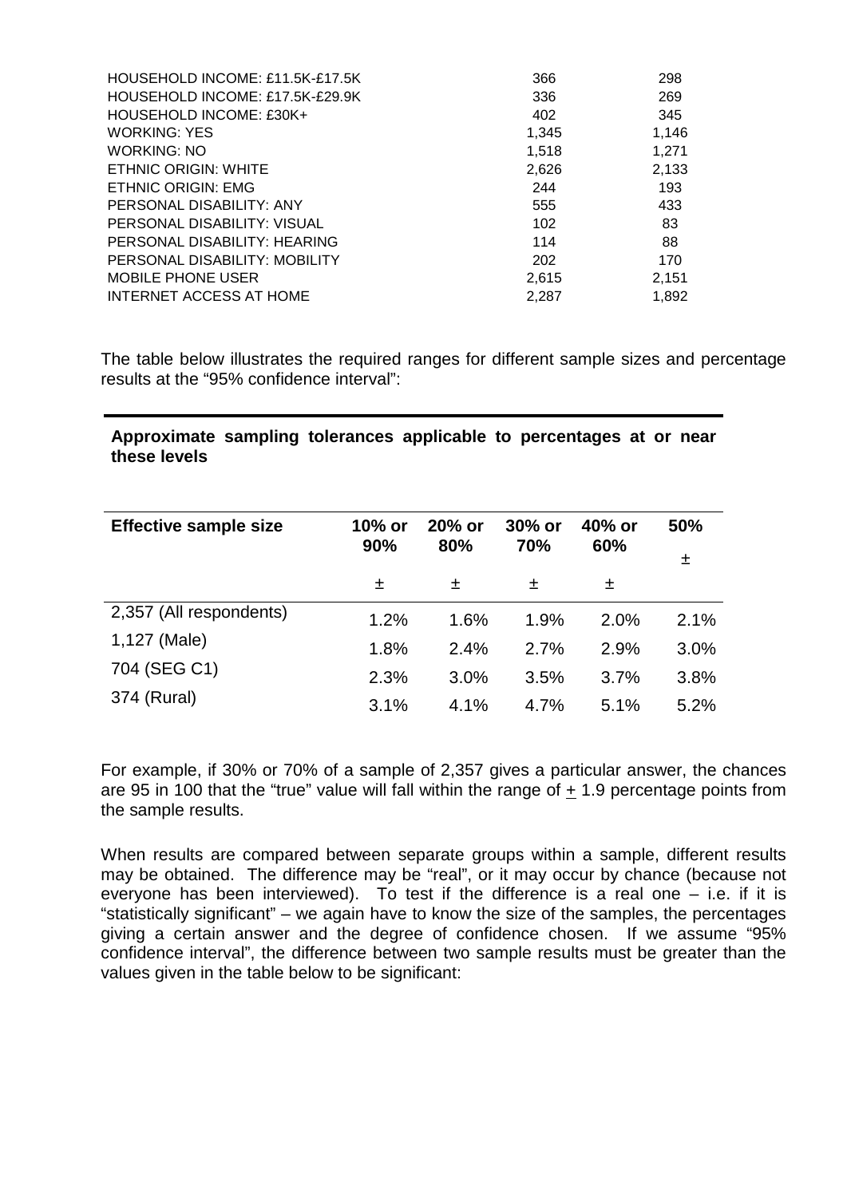| | | |
|---|---|---|
| HOUSEHOLD INCOME: £11.5K-£17.5K | 366 | 298 |
| HOUSEHOLD INCOME: £17.5K-£29.9K | 336 | 269 |
| HOUSEHOLD INCOME: £30K+ | 402 | 345 |
| WORKING: YES | 1,345 | 1,146 |
| WORKING: NO | 1,518 | 1,271 |
| ETHNIC ORIGIN: WHITE | 2,626 | 2,133 |
| ETHNIC ORIGIN: EMG | 244 | 193 |
| PERSONAL DISABILITY: ANY | 555 | 433 |
| PERSONAL DISABILITY: VISUAL | 102 | 83 |
| PERSONAL DISABILITY: HEARING | 114 | 88 |
| PERSONAL DISABILITY: MOBILITY | 202 | 170 |
| MOBILE PHONE USER | 2,615 | 2,151 |
| INTERNET ACCESS AT HOME | 2,287 | 1,892 |

The table below illustrates the required ranges for different sample sizes and percentage results at the "95% confidence interval":

**Approximate sampling tolerances applicable to percentages at or near these levels**

| Effective sample size | 10% or 90% ± | 20% or 80% ± | 30% or 70% ± | 40% or 60% ± | 50% ± |
|---|---|---|---|---|---|
| 2,357 (All respondents) | 1.2% | 1.6% | 1.9% | 2.0% | 2.1% |
| 1,127 (Male) | 1.8% | 2.4% | 2.7% | 2.9% | 3.0% |
| 704 (SEG C1) | 2.3% | 3.0% | 3.5% | 3.7% | 3.8% |
| 374 (Rural) | 3.1% | 4.1% | 4.7% | 5.1% | 5.2% |

For example, if 30% or 70% of a sample of 2,357 gives a particular answer, the chances are 95 in 100 that the "true" value will fall within the range of ± 1.9 percentage points from the sample results.

When results are compared between separate groups within a sample, different results may be obtained. The difference may be "real", or it may occur by chance (because not everyone has been interviewed). To test if the difference is a real one – i.e. if it is "statistically significant" – we again have to know the size of the samples, the percentages giving a certain answer and the degree of confidence chosen. If we assume "95% confidence interval", the difference between two sample results must be greater than the values given in the table below to be significant: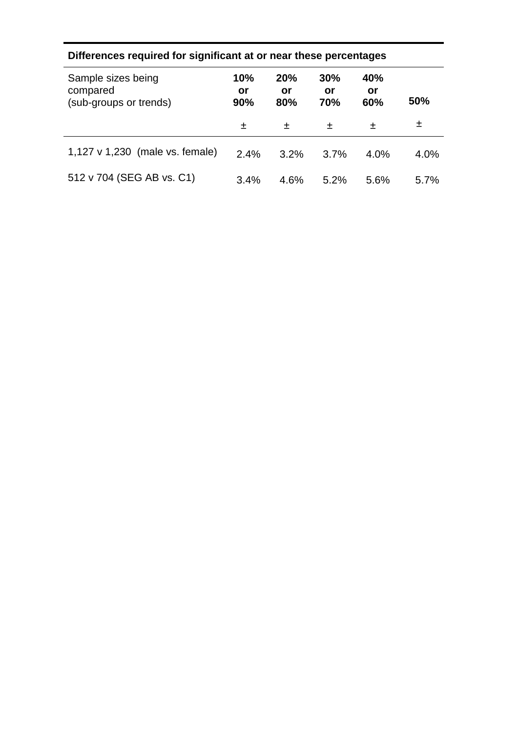| Differences required for significant at or near these percentages | | | | | |
|---|---|---|---|---|---|
| Sample sizes being compared (sub-groups or trends) | **10% or 90%** | **20% or 80%** | **30% or 70%** | **40% or 60%** | **50%** |
| | ± | ± | ± | ± | ± |
| 1,127 v 1,230 (male vs. female) | 2.4% | 3.2% | 3.7% | 4.0% | 4.0% |
| 512 v 704 (SEG AB vs. C1) | 3.4% | 4.6% | 5.2% | 5.6% | 5.7% |